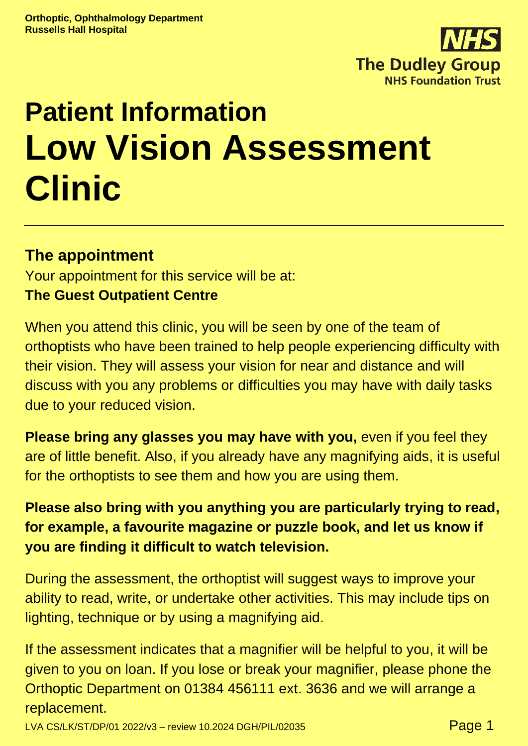**Orthoptic, Ophthalmology Department**
**Russells Hall Hospital**

**NHS**
**The Dudley Group**
**NHS Foundation Trust**

# Patient Information
# Low Vision Assessment Clinic

## The appointment

Your appointment for this service will be at:
**The Guest Outpatient Centre**

When you attend this clinic, you will be seen by one of the team of orthoptists who have been trained to help people experiencing difficulty with their vision. They will assess your vision for near and distance and will discuss with you any problems or difficulties you may have with daily tasks due to your reduced vision.

**Please bring any glasses you may have with you,** even if you feel they are of little benefit. Also, if you already have any magnifying aids, it is useful for the orthoptists to see them and how you are using them.

**Please also bring with you anything you are particularly trying to read, for example, a favourite magazine or puzzle book, and let us know if you are finding it difficult to watch television.**

During the assessment, the orthoptist will suggest ways to improve your ability to read, write, or undertake other activities. This may include tips on lighting, technique or by using a magnifying aid.

If the assessment indicates that a magnifier will be helpful to you, it will be given to you on loan. If you lose or break your magnifier, please phone the Orthoptic Department on 01384 456111 ext. 3636 and we will arrange a replacement.

LVA CS/LK/ST/DP/01 2022/v3 – review 10.2024 DGH/PIL/02035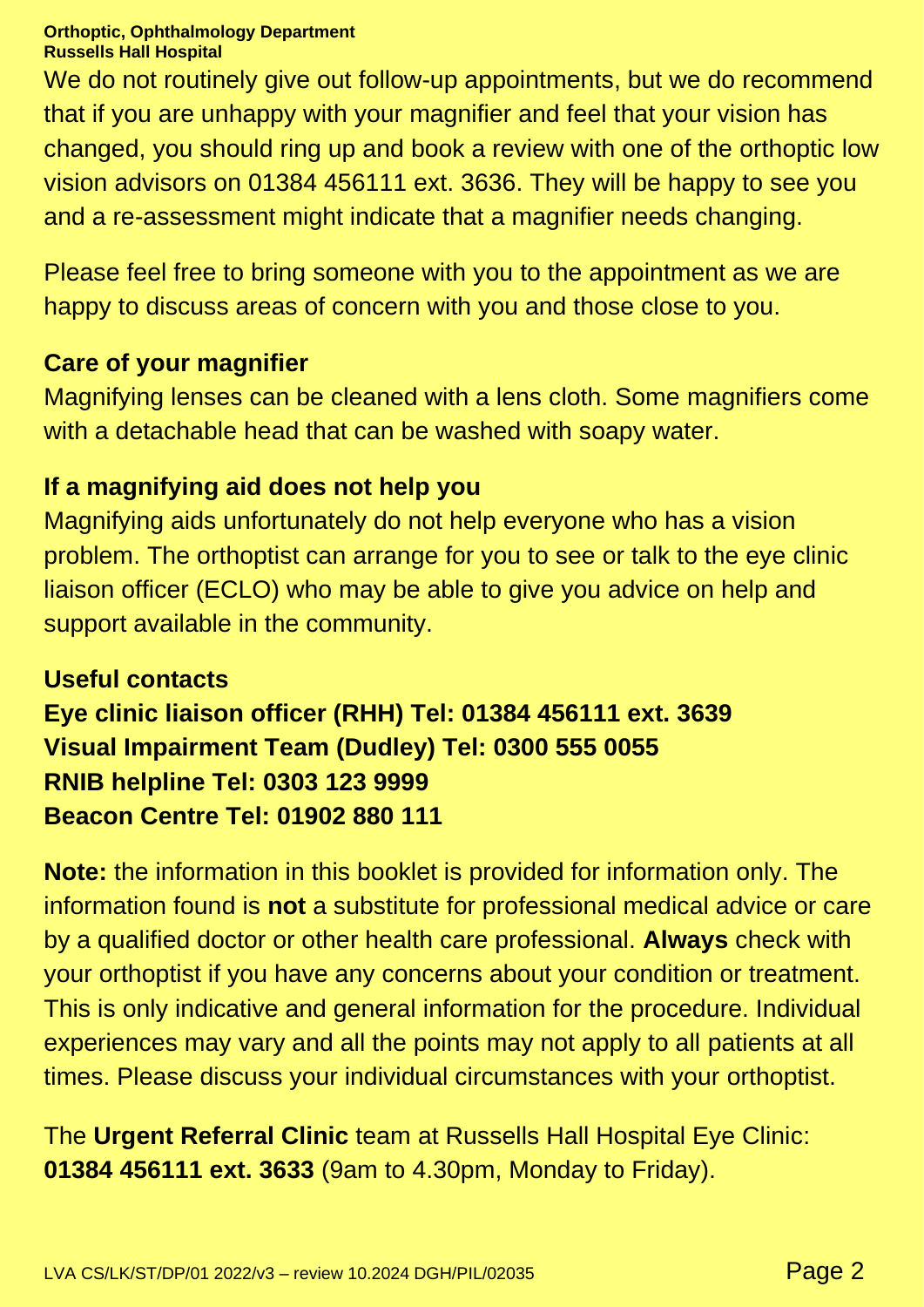We do not routinely give out follow-up appointments, but we do recommend that if you are unhappy with your magnifier and feel that your vision has changed, you should ring up and book a review with one of the orthoptic low vision advisors on 01384 456111 ext. 3636. They will be happy to see you and a re-assessment might indicate that a magnifier needs changing.

Please feel free to bring someone with you to the appointment as we are happy to discuss areas of concern with you and those close to you.

## Care of your magnifier

Magnifying lenses can be cleaned with a lens cloth. Some magnifiers come with a detachable head that can be washed with soapy water.

## If a magnifying aid does not help you

Magnifying aids unfortunately do not help everyone who has a vision problem. The orthoptist can arrange for you to see or talk to the eye clinic liaison officer (ECLO) who may be able to give you advice on help and support available in the community.

## Useful contacts

**Eye clinic liaison officer (RHH) Tel: 01384 456111 ext. 3639**
**Visual Impairment Team (Dudley) Tel: 0300 555 0055**
**RNIB helpline Tel: 0303 123 9999**
**Beacon Centre Tel: 01902 880 111**

**Note:** the information in this booklet is provided for information only. The information found is **not** a substitute for professional medical advice or care by a qualified doctor or other health care professional. **Always** check with your orthoptist if you have any concerns about your condition or treatment. This is only indicative and general information for the procedure. Individual experiences may vary and all the points may not apply to all patients at all times. Please discuss your individual circumstances with your orthoptist.

The **Urgent Referral Clinic** team at Russells Hall Hospital Eye Clinic: **01384 456111 ext. 3633** (9am to 4.30pm, Monday to Friday).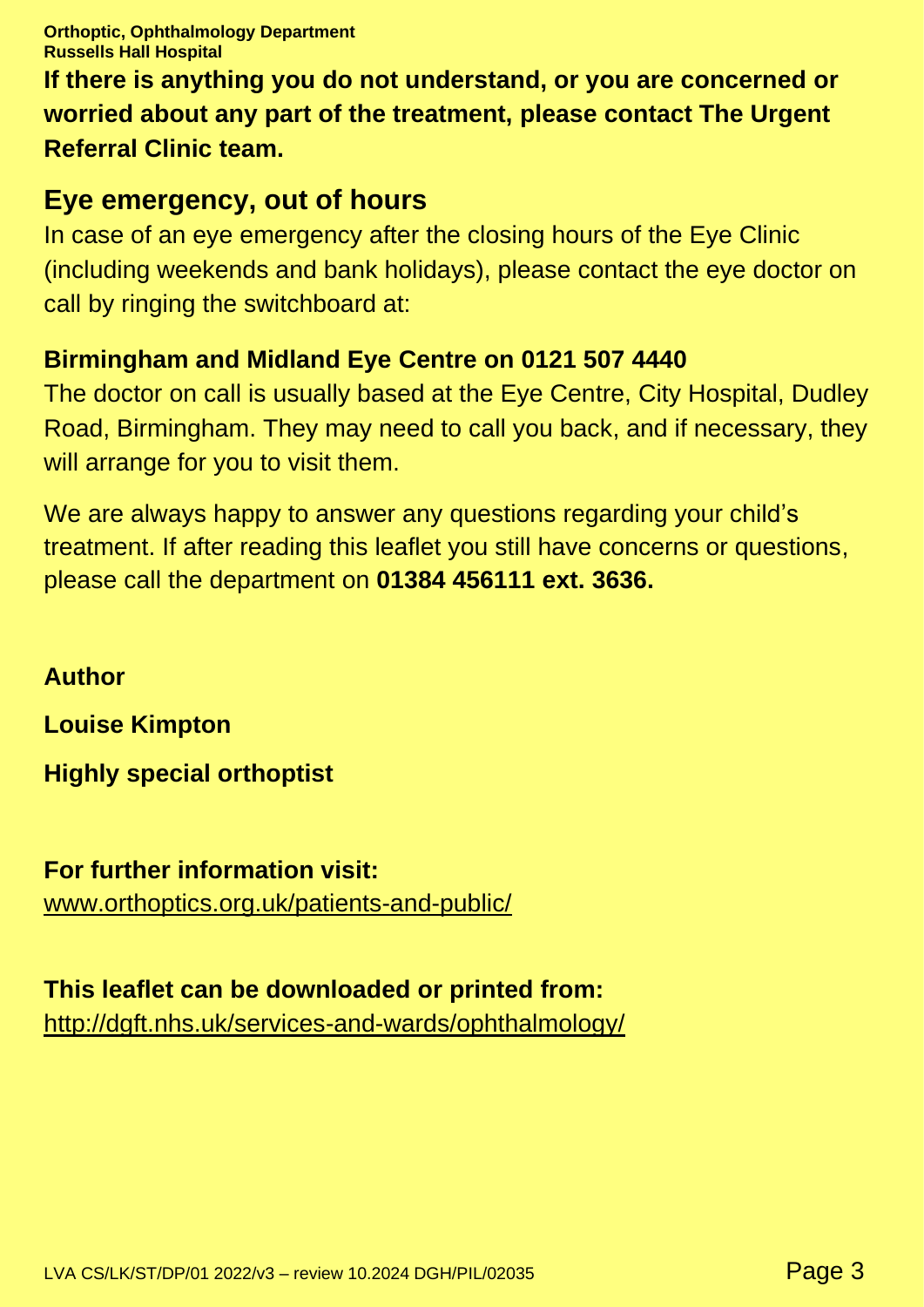**Orthoptic, Ophthalmology Department**
**Russells Hall Hospital**

**If there is anything you do not understand, or you are concerned or worried about any part of the treatment, please contact The Urgent Referral Clinic team.**

## Eye emergency, out of hours

In case of an eye emergency after the closing hours of the Eye Clinic (including weekends and bank holidays), please contact the eye doctor on call by ringing the switchboard at:

**Birmingham and Midland Eye Centre on 0121 507 4440**
The doctor on call is usually based at the Eye Centre, City Hospital, Dudley Road, Birmingham. They may need to call you back, and if necessary, they will arrange for you to visit them.

We are always happy to answer any questions regarding your child's treatment. If after reading this leaflet you still have concerns or questions, please call the department on **01384 456111 ext. 3636.**

**Author**

**Louise Kimpton**

**Highly special orthoptist**

**For further information visit:**
www.orthoptics.org.uk/patients-and-public/

**This leaflet can be downloaded or printed from:**
http://dgft.nhs.uk/services-and-wards/ophthalmology/

LVA CS/LK/ST/DP/01 2022/v3 – review 10.2024 DGH/PIL/02035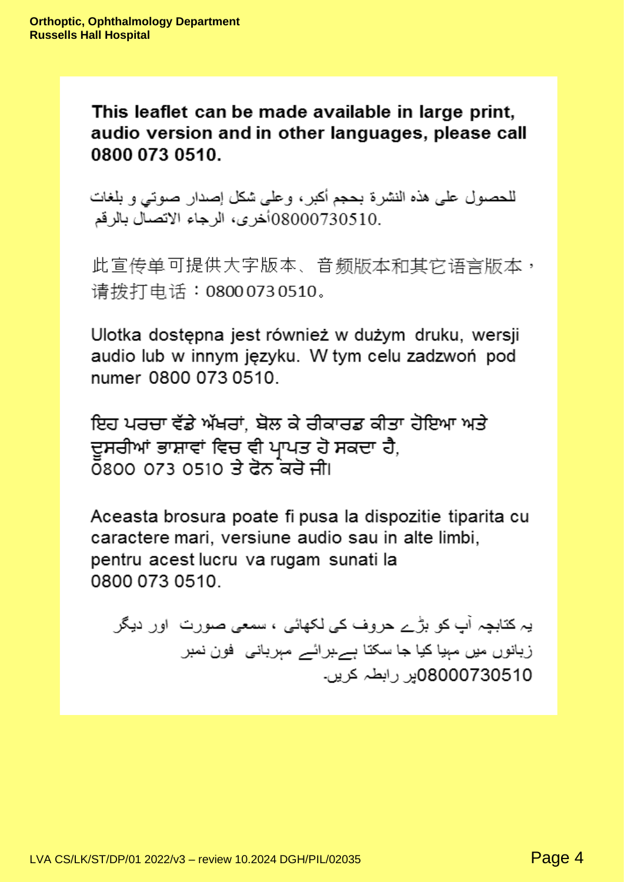**Orthoptic, Ophthalmology Department**
**Russells Hall Hospital**

**This leaflet can be made available in large print, audio version and in other languages, please call 0800 073 0510.**

للحصول على هذه النشرة بحجم أكبر، وعلى شكل إصدار صوتي و بلغات أخرى، الرجاء الاتصال بالرقم 08000730510.

此宣传单可提供大字版本、音频版本和其它语言版本，请拨打电话：0800 073 0510。

Ulotka dostępna jest również w dużym druku, wersji audio lub w innym języku. W tym celu zadzwoń pod numer 0800 073 0510.

ਇਹ ਪਰਚਾ ਵੱਡੇ ਅੱਖਰਾਂ, ਬੋਲ ਕੇ ਰੀਕਾਰਡ ਕੀਤਾ ਹੋਇਆ ਅਤੇ ਦੂਸਰੀਆਂ ਭਾਸ਼ਾਵਾਂ ਵਿਚ ਵੀ ਪ੍ਰਾਪਤ ਹੋ ਸਕਦਾ ਹੈ, 0800 073 0510 ਤੇ ਫੋਨ ਕਰੋ ਜੀ।

Aceasta brosura poate fi pusa la dispozitie tiparita cu caractere mari, versiune audio sau in alte limbi, pentru acest lucru va rugam sunati la 0800 073 0510.

یہ کتابچہ آپ کو بڑے حروف کی لکھائی ، سمعی صورت اور دیگر زبانوں میں مہیا کیا جا سکتا ہے۔برائے مہربانی فون نمبر 08000730510پر رابطہ کریں۔

LVA CS/LK/ST/DP/01 2022/v3 – review 10.2024 DGH/PIL/02035